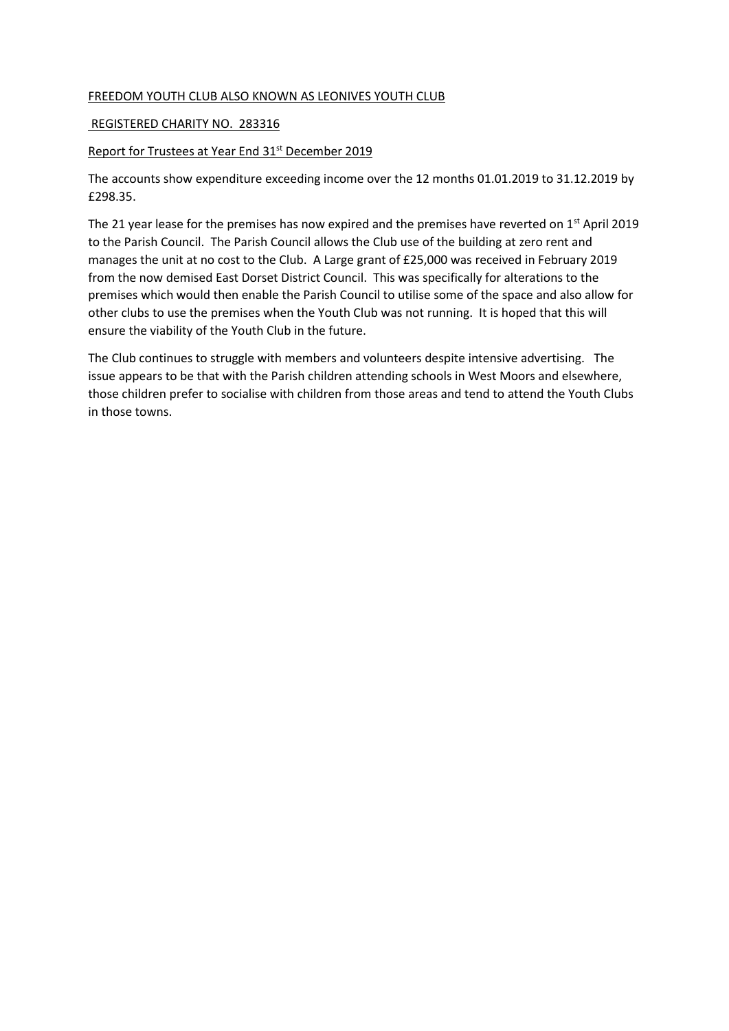FREEDOM YOUTH CLUB ALSO KNOWN AS LEONIVES YOUTH CLUB

REGISTERED CHARITY NO. 283316

Report for Trustees at Year End 31st December 2019

The accounts show expenditure exceeding income over the 12 months 01.01.2019 to 31.12.2019 by £298.35.

The 21 year lease for the premises has now expired and the premises have reverted on 1st April 2019 to the Parish Council. The Parish Council allows the Club use of the building at zero rent and manages the unit at no cost to the Club. A Large grant of £25,000 was received in February 2019 from the now demised East Dorset District Council. This was specifically for alterations to the premises which would then enable the Parish Council to utilise some of the space and also allow for other clubs to use the premises when the Youth Club was not running. It is hoped that this will ensure the viability of the Youth Club in the future.

The Club continues to struggle with members and volunteers despite intensive advertising. The issue appears to be that with the Parish children attending schools in West Moors and elsewhere, those children prefer to socialise with children from those areas and tend to attend the Youth Clubs in those towns.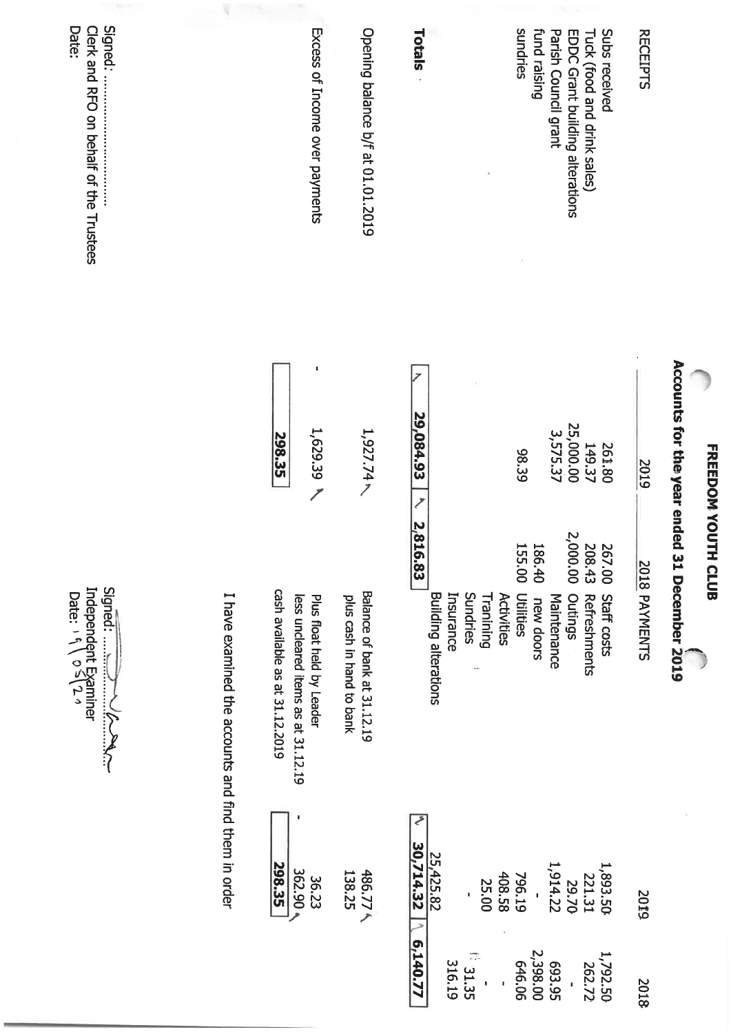# FREEDOM YOUTH CLUB

## Accounts for the year ended 31 December 2019

| RECEIPTS | 2019 | 2018 | PAYMENTS | 2019 | 2018 |
|---|---|---|---|---|---|
| Subs received | 261.80 | 267.00 | Staff costs | 1,893.50 | 1,792.50 |
| Tuck (food and drink sales) | 149.37 | 208.43 | Refreshments | 221.31 | 262.72 |
| EDDC Grant building alterations | 25,000.00 | 2,000.00 | Outings | 29.70 | - |
| Parish Council grant | 3,575.37 | | Maintenance | 1,914.22 | 693.95 |
| fund raising | - | 186.40 | new doors | - | 2,398.00 |
| sundries | 98.39 | 155.00 | Utilities | 796.19 | 646.06 |
| | | | Activities | 408.58 | - |
| | | | Tranining | 25.00 | 31.35 |
| | | | Sundries | - | - |
| | | | Insurance | | 316.19 |
| | | | Building alterations | 25,425.82 | |
| **Totals** | **29,084.93** | **2,816.83** | | **30,714.32** | **6,140.77** |

| | |
|---|---|
| Opening balance b/f at 01.01.2019 | 1,927.74 |
| Excess of Income over payments | - 1,629.39 |
| | **298.35** |

| | |
|---|---|
| Balance of bank at 31.12.19 | 486.77 |
| plus cash in hand to bank | 138.25 |
| Plus float held by Leader | 36.23 |
| less uncleared items as at 31.12.19 | - 362.90 |
| cash available as at 31.12.2019 | **298.35** |

I have examined the accounts and find them in order

Signed: ......................

Independent Examiner

Date: 19/05/20

Signed: ......................

Clerk and RFO on behalf of the Trustees

Date: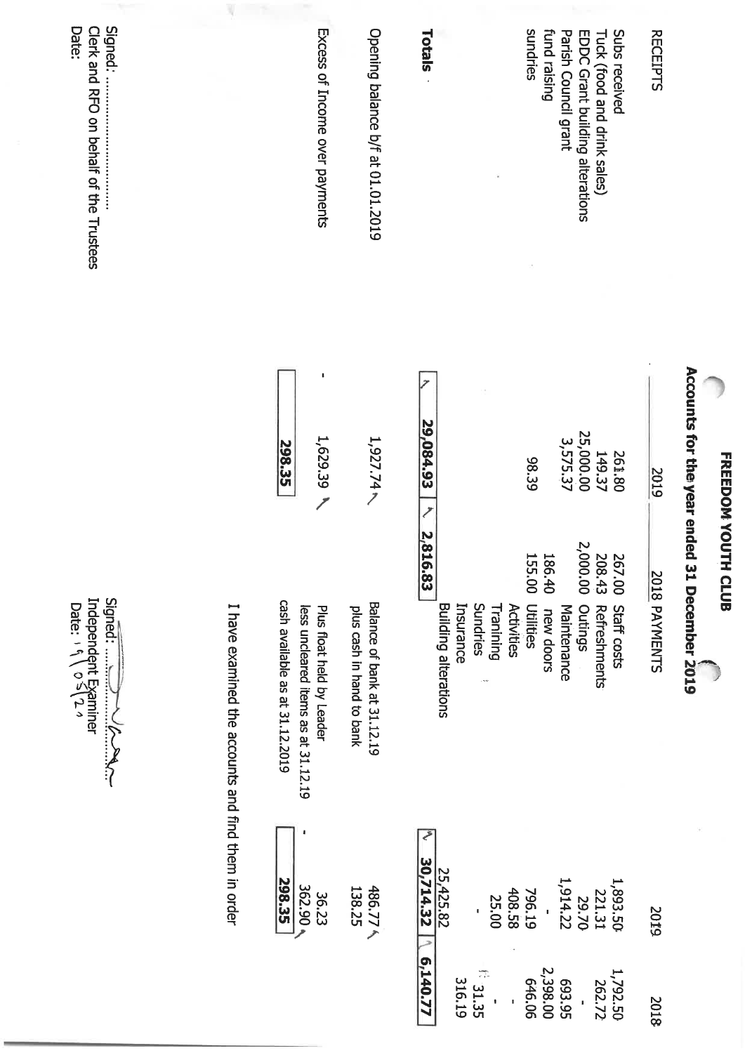# FREEDOM YOUTH CLUB

## Accounts for the year ended 31 December 2019

| RECEIPTS | 2019 | 2018 | PAYMENTS | 2019 | 2018 |
|---|---|---|---|---|---|
| Subs received | 261.80 | 267.00 | Staff costs | 1,893.50 | 1,792.50 |
| Tuck (food and drink sales) | 149.37 | 208.43 | Refreshments | 221.31 | 262.72 |
| EDDC Grant building alterations | 25,000.00 | 2,000.00 | Outings | 29.70 | - |
| Parish Council grant | 3,575.37 | | Maintenance | 1,914.22 | 693.95 |
| fund raising | | 186.40 | new doors | - | 2,398.00 |
| sundries | 98.39 | 155.00 | Utilities | 796.19 | 646.06 |
| | | | Activities | 408.58 | - |
| | | | Tranining | 25.00 | - |
| | | | Sundries | - | 31.35 |
| | | | Insurance | | 316.19 |
| | | | Building alterations | 25,425.82 | |
| **Totals** | **29,084.93** | **2,816.83** | | **30,714.32** | **6,140.77** |

| | | | |
|---|---|---|---|
| Opening balance b/f at 01.01.2019 | 1,927.74 | Balance of bank at 31.12.19 | 486.77 |
| | | plus cash in hand to bank | 138.25 |
| Excess of Income over payments | - 1,629.39 | Plus float held by Leader | 36.23 |
| | | less uncleared items as at 31.12.19 | - 362.90 |
| | **298.35** | cash available as at 31.12.2019 | **298.35** |

I have examined the accounts and find them in order

Signed: ..........................
Independent Examiner
Date: 19/05/20

Signed: ..........................
Clerk and RFO on behalf of the Trustees
Date: